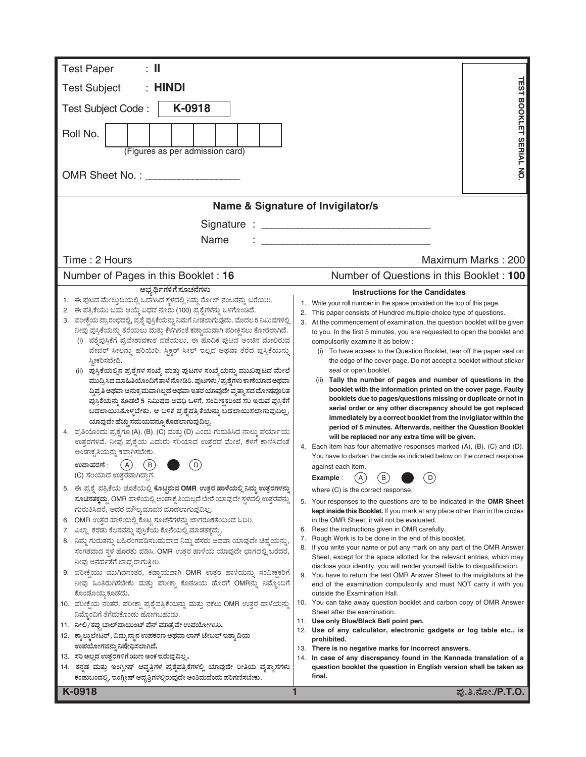Test Paper : **II**

Test Subject : **HINDI**

Test Subject Code : **K-0918**

Roll No. | | | | | | | | |

(Figures as per admission card)

OMR Sheet No. : ________________

TEST BOOKLET SERIAL NO.

## Name & Signature of Invigilator/s

Signature : ______________________________

Name : ______________________________

Time : 2 Hours | Maximum Marks : 200

Number of Pages in this Booklet : 16 | Number of Questions in this Booklet : **100**

### ಅಭ್ಯರ್ಥಿಗಳಿಗೆ ಸೂಚನೆಗಳು

1. ಈ ಪುಟದ ಮೇಲ್ತುದಿಯಲ್ಲಿ ಒದಗಿಸಿದ ಸ್ಥಳದಲ್ಲಿ ನಿಮ್ಮ ರೋಲ್ ನಂಬರನ್ನು ಬರೆಯಿರಿ.
2. ಈ ಪತ್ರಿಕೆಯು ಬಹು ಆಯ್ಕೆ ವಿಧದ ನೂರು (100) ಪ್ರಶ್ನೆಗಳನ್ನು ಒಳಗೊಂಡಿದೆ.
3. ಪರೀಕ್ಷೆಯ ಪ್ರಾರಂಭದಲ್ಲಿ, ಪ್ರಶ್ನೆ ಪುಸ್ತಿಕೆಯನ್ನು ನಿಮಗೆ ನೀಡಲಾಗುವುದು. ಮೊದಲ 5 ನಿಮಿಷಗಳಲ್ಲಿ ನೀವು ಪುಸ್ತಿಕೆಯನ್ನು ತೆರೆಯಲು ಮತ್ತು ಕೆಳಗಿನಂತೆ ಕಡ್ಡಾಯವಾಗಿ ಪರೀಕ್ಷಿಸಲು ಕೋರಲಾಗಿದೆ.
   (i) ಪ್ರಶ್ನೆಪುಸ್ತಿಕೆಗೆ ಪ್ರವೇಶಾವಕಾಶ ಪಡೆಯಲು, ಈ ಹೊದಿಕೆ ಪುಟದ ಅಂಚಿನ ಮೇಲಿರುವ ಪೇಪರ್ ಸೀಲನ್ನು ಹರಿಯಿರಿ. ಸ್ಟಿಕ್ಕರ್ ಸೀಲ್ ಇಲ್ಲದ ಅಥವಾ ತೆರೆದ ಪುಸ್ತಿಕೆಯನ್ನು ಸ್ವೀಕರಿಸಬೇಡಿ.
   (ii) **ಪುಸ್ತಿಕೆಯಲ್ಲಿನ ಪ್ರಶ್ನೆಗಳ ಸಂಖ್ಯೆ ಮತ್ತು ಪುಟಗಳ ಸಂಖ್ಯೆಯನ್ನು ಮುಖಪುಟದ ಮೇಲೆ ಮುದ್ರಿಸಿದ ಮಾಹಿತಿಯೊಂದಿಗೆ ತಾಳೆ ನೋಡಿರಿ. ಪುಟಗಳು/ಪ್ರಶ್ನೆಗಳು ಕಾಣೆಯಾದ ಅಥವಾ ದ್ವಿಪ್ರತಿ ಅಥವಾ ಅನುಕ್ರಮವಾಗಿಲ್ಲದ ಅಥವಾ ಇತರ ಯಾವುದೇ ವ್ಯತ್ಯಾಸದ ದೋಷಪೂರಿತ ಪುಸ್ತಿಕೆಯನ್ನು ಕೂಡಲೆ 5 ನಿಮಿಷದ ಅವಧಿ ಒಳಗೆ, ಸಂವೀಕ್ಷಕರಿಂದ ಸರಿ ಇರುವ ಪುಸ್ತಿಕೆಗೆ ಬದಲಾಯಿಸಿಕೊಳ್ಳಬೇಕು. ಆ ಬಳಿಕ ಪ್ರಶ್ನೆಪತ್ರಿಕೆಯನ್ನು ಬದಲಾಯಿಸಲಾಗುವುದಿಲ್ಲ, ಯಾವುದೇ ಹೆಚ್ಚು ಸಮಯವನ್ನೂ ಕೊಡಲಾಗುವುದಿಲ್ಲ.**
4. ಪ್ರತಿಯೊಂದು ಪ್ರಶ್ನೆಗೂ (A), (B), (C) ಮತ್ತು (D) ಎಂದು ಗುರುತಿಸಿದ ನಾಲ್ಕು ಪರ್ಯಾಯ ಉತ್ತರಗಳಿವೆ. ನೀವು ಪ್ರಶ್ನೆಯ ಎದುರು ಸರಿಯಾದ ಉತ್ತರದ ಮೇಲೆ, ಕೆಳಗೆ ಕಾಣಿಸಿದಂತೆ ಅಂಡಾಕೃತಿಯನ್ನು ಕಪ್ಪಾಗಿಸಬೇಕು.
   **ಉದಾಹರಣೆ :** (A) (B) ● (D)
   (C) ಸರಿಯಾದ ಉತ್ತರವಾಗಿದ್ದಾಗ.
5. ಈ ಪ್ರಶ್ನೆ ಪತ್ರಿಕೆಯ ಜೊತೆಯಲ್ಲಿ **ಕೊಟ್ಟಿರುವ OMR ಉತ್ತರ ಹಾಳೆಯಲ್ಲಿ ನಿಮ್ಮ ಉತ್ತರಗಳನ್ನು ಸೂಚಿಸತಕ್ಕದ್ದು**. OMR ಹಾಳೆಯಲ್ಲಿ ಅಂಡಾಕೃತಿಯಲ್ಲದೆ ಬೇರೆ ಯಾವುದೇ ಸ್ಥಳದಲ್ಲಿ ಉತ್ತರವನ್ನು ಗುರುತಿಸಿದರೆ, ಅದರ ಮೌಲ್ಯಮಾಪನ ಮಾಡಲಾಗುವುದಿಲ್ಲ.
6. OMR ಉತ್ತರ ಹಾಳೆಯಲ್ಲಿ ಕೊಟ್ಟ ಸೂಚನೆಗಳನ್ನು ಜಾಗರೂಕತೆಯಿಂದ ಓದಿರಿ.
7. ಎಲ್ಲಾ ಕರಡು ಕೆಲಸವನ್ನು ಪುಸ್ತಿಕೆಯ ಕೊನೆಯಲ್ಲಿ ಮಾಡತಕ್ಕದ್ದು.
8. ನಿಮ್ಮ ಗುರುತನ್ನು ಬಹಿರಂಗಪಡಿಸಬಹುದಾದ ನಿಮ್ಮ ಹೆಸರು ಅಥವಾ ಯಾವುದೇ ಚಿಹ್ನೆಯನ್ನು, ಸಂಗತವಾದ ಸ್ಥಳ ಹೊರತು ಪಡಿಸಿ, OMR ಉತ್ತರ ಹಾಳೆಯ ಯಾವುದೇ ಭಾಗದಲ್ಲಿ ಬರೆದರೆ, ನೀವು ಅನರ್ಹತೆಗೆ ಬಾಧ್ಯರಾಗುತ್ತೀರಿ.
9. ಪರೀಕ್ಷೆಯು ಮುಗಿದನಂತರ, ಕಡ್ಡಾಯವಾಗಿ OMR ಉತ್ತರ ಹಾಳೆಯನ್ನು ಸಂವೀಕ್ಷಕರಿಗೆ ನೀವು ಹಿಂತಿರುಗಿಸಬೇಕು ಮತ್ತು ಪರೀಕ್ಷಾ ಕೊಠಡಿಯ ಹೊರಗೆ OMRನ್ನು ನಿಮ್ಮೊಂದಿಗೆ ಕೊಂಡೊಯ್ಯಕೂಡದು.
10. ಪರೀಕ್ಷೆಯ ನಂತರ, ಪರೀಕ್ಷಾ ಪ್ರಶ್ನೆಪತ್ರಿಕೆಯನ್ನು ಮತ್ತು ನಕಲು OMR ಉತ್ತರ ಹಾಳೆಯನ್ನು ನಿಮ್ಮೊಂದಿಗೆ ತೆಗೆದುಕೊಂಡು ಹೋಗಬಹುದು.
11. **ನೀಲಿ/ಕಪ್ಪು ಬಾಲ್‌ಪಾಯಿಂಟ್ ಪೆನ್ ಮಾತ್ರವೇ ಉಪಯೋಗಿಸಿರಿ.**
12. **ಕ್ಯಾಲ್ಕುಲೇಟರ್, ವಿದ್ಯುನ್ಮಾನ ಉಪಕರಣ ಅಥವಾ ಲಾಗ್ ಟೇಬಲ್ ಇತ್ಯಾದಿಯ ಉಪಯೋಗವನ್ನು ನಿಷೇಧಿಸಲಾಗಿದೆ.**
13. **ಸರಿ ಅಲ್ಲದ ಉತ್ತರಗಳಿಗೆ ಋಣ ಅಂಕ ಇರುವುದಿಲ್ಲ.**
14. **ಕನ್ನಡ ಮತ್ತು ಇಂಗ್ಲೀಷ್ ಆವೃತ್ತಿಗಳ ಪ್ರಶ್ನೆಪತ್ರಿಕೆಗಳಲ್ಲಿ ಯಾವುದೇ ರೀತಿಯ ವ್ಯತ್ಯಾಸಗಳು ಕಂಡುಬಂದಲ್ಲಿ, ಇಂಗ್ಲೀಷ್ ಆವೃತ್ತಿಗಳಲ್ಲಿರುವುದೇ ಅಂತಿಮವೆಂದು ಪರಿಗಣಿಸಬೇಕು.**

### Instructions for the Candidates

1. Write your roll number in the space provided on the top of this page.
2. This paper consists of Hundred multiple-choice type of questions.
3. At the commencement of examination, the question booklet will be given to you. In the first 5 minutes, you are requested to open the booklet and compulsorily examine it as below :
   (i) To have access to the Question Booklet, tear off the paper seal on the edge of the cover page. Do not accept a booklet without sticker seal or open booklet.
   (ii) **Tally the number of pages and number of questions in the booklet with the information printed on the cover page. Faulty booklets due to pages/questions missing or duplicate or not in serial order or any other discrepancy should be got replaced immediately by a correct booklet from the invigilator within the period of 5 minutes. Afterwards, neither the Question Booklet will be replaced nor any extra time will be given.**
4. Each item has four alternative responses marked (A), (B), (C) and (D). You have to darken the circle as indicated below on the correct response against each item.
   **Example** : (A) (B) ● (D)
   where (C) is the correct response.
5. Your responses to the questions are to be indicated in the **OMR Sheet kept inside this Booklet.** If you mark at any place other than in the circles in the OMR Sheet, it will not be evaluated.
6. Read the instructions given in OMR carefully.
7. Rough Work is to be done in the end of this booklet.
8. If you write your name or put any mark on any part of the OMR Answer Sheet, except for the space allotted for the relevant entries, which may disclose your identity, you will render yourself liable to disqualification.
9. You have to return the test OMR Answer Sheet to the invigilators at the end of the examination compulsorily and must NOT carry it with you outside the Examination Hall.
10. You can take away question booklet and carbon copy of OMR Answer Sheet after the examination.
11. **Use only Blue/Black Ball point pen.**
12. **Use of any calculator, electronic gadgets or log table etc., is prohibited.**
13. **There is no negative marks for incorrect answers.**
14. **In case of any discrepancy found in the Kannada translation of a question booklet the question in English version shall be taken as final.**

K-0918

ಪು.ತಿ.ನೋ./P.T.O.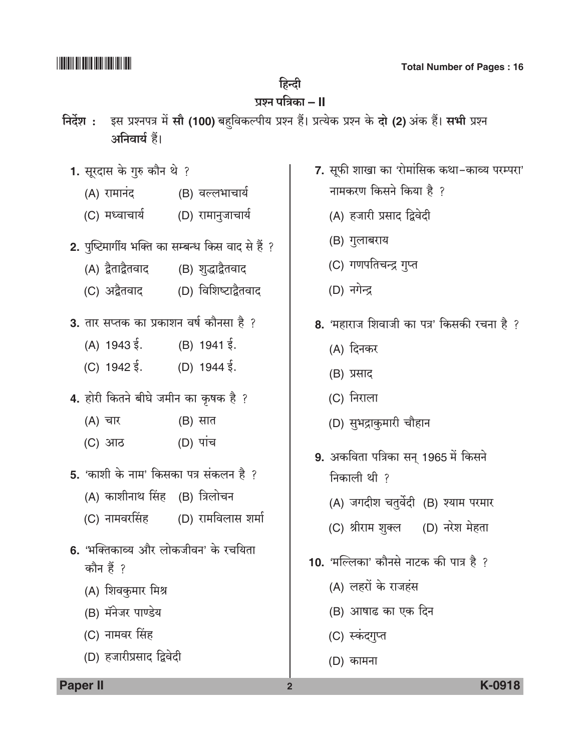# हिन्दी

## प्रश्न पत्रिका – II

**निर्देश :** इस प्रश्नपत्र में **सौ (100)** बहुविकल्पीय प्रश्न हैं। प्रत्येक प्रश्न के **दो (2)** अंक हैं। **सभी** प्रश्न **अनिवार्य** हैं।

1. सूरदास के गुरु कौन थे ?
   (A) रामानंद (B) वल्लभाचार्य
   (C) मध्वाचार्य (D) रामानुजाचार्य

2. पुष्टिमार्गीय भक्ति का सम्बन्ध किस वाद से हैं ?
   (A) द्वैताद्वैतवाद (B) शुद्धाद्वैतवाद
   (C) अद्वैतवाद (D) विशिष्टाद्वैतवाद

3. तार सप्तक का प्रकाशन वर्ष कौनसा है ?
   (A) 1943 ई. (B) 1941 ई.
   (C) 1942 ई. (D) 1944 ई.

4. होरी कितने बीघे जमीन का कृषक है ?
   (A) चार (B) सात
   (C) आठ (D) पांच

5. 'काशी के नाम' किसका पत्र संकलन है ?
   (A) काशीनाथ सिंह (B) त्रिलोचन
   (C) नामवरसिंह (D) रामविलास शर्मा

6. 'भक्तिकाव्य और लोकजीवन' के रचयिता कौन हैं ?
   (A) शिवकुमार मिश्र
   (B) मॅनेजर पाण्डेय
   (C) नामवर सिंह
   (D) हजारीप्रसाद द्विवेदी

7. सूफी शाखा का 'रोमांसिक कथा-काव्य परम्परा' नामकरण किसने किया है ?
   (A) हजारी प्रसाद द्विवेदी
   (B) गुलाबराय
   (C) गणपतिचन्द्र गुप्त
   (D) नगेन्द्र

8. 'महाराज शिवाजी का पत्र' किसकी रचना है ?
   (A) दिनकर
   (B) प्रसाद
   (C) निराला
   (D) सुभद्राकुमारी चौहान

9. अकविता पत्रिका सन् 1965 में किसने निकाली थी ?
   (A) जगदीश चतुर्वेदी (B) श्याम परमार
   (C) श्रीराम शुक्ल (D) नरेश मेहता

10. 'मल्लिका' कौनसे नाटक की पात्र है ?
    (A) लहरों के राजहंस
    (B) आषाढ का एक दिन
    (C) स्कंदगुप्त
    (D) कामना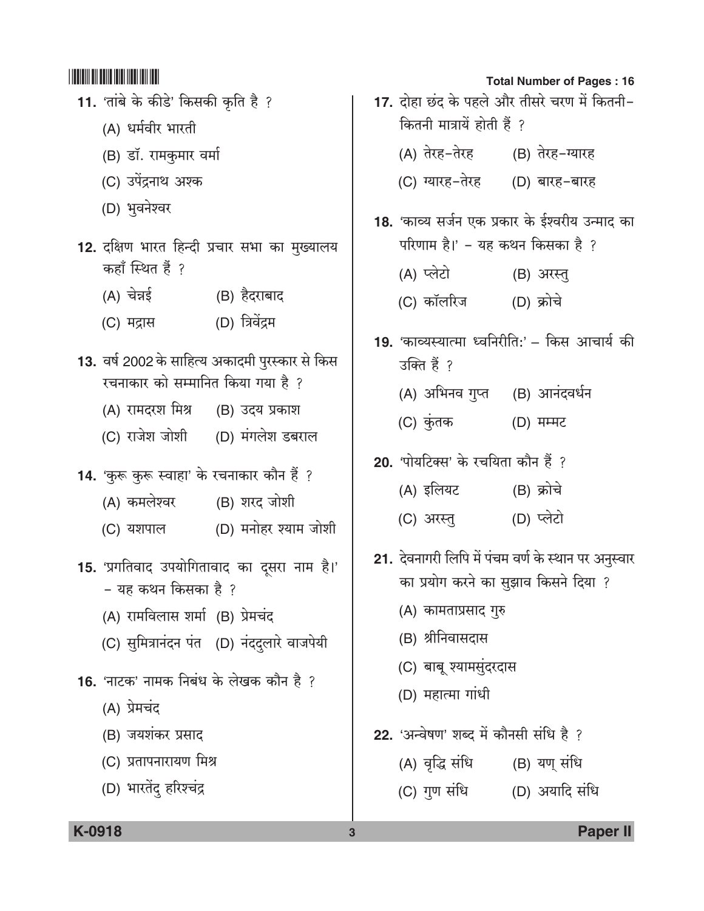11. 'तांबे के कीडे' किसकी कृति है ?

(A) धर्मवीर भारती

(B) डॉ. रामकुमार वर्मा

(C) उपेंद्रनाथ अश्क

(D) भुवनेश्वर

12. दक्षिण भारत हिन्दी प्रचार सभा का मुख्यालय कहाँ स्थित हैं ?

(A) चेन्नई (B) हैदराबाद

(C) मद्रास (D) त्रिवेंद्रम

13. वर्ष 2002 के साहित्य अकादमी पुरस्कार से किस रचनाकार को सम्मानित किया गया है ?

(A) रामदरश मिश्र (B) उदय प्रकाश

(C) राजेश जोशी (D) मंगलेश डबराल

14. 'कुरू कुरू स्वाहा' के रचनाकार कौन हैं ?

(A) कमलेश्वर (B) शरद जोशी

(C) यशपाल (D) मनोहर श्याम जोशी

15. 'प्रगतिवाद उपयोगितावाद का दूसरा नाम है।' – यह कथन किसका है ?

(A) रामविलास शर्मा (B) प्रेमचंद

(C) सुमित्रानंदन पंत (D) नंददुलारे वाजपेयी

16. 'नाटक' नामक निबंध के लेखक कौन है ?

(A) प्रेमचंद

(B) जयशंकर प्रसाद

(C) प्रतापनारायण मिश्र

(D) भारतेंदु हरिश्चंद्र

17. दोहा छंद के पहले और तीसरे चरण में कितनी-कितनी मात्रायें होती हैं ?

(A) तेरह-तेरह (B) तेरह-ग्यारह

(C) ग्यारह-तेरह (D) बारह-बारह

18. 'काव्य सर्जन एक प्रकार के ईश्वरीय उन्माद का परिणाम है।' – यह कथन किसका है ?

(A) प्लेटो (B) अरस्तु

(C) कॉलरिज (D) क्रोचे

19. 'काव्यस्यात्मा ध्वनिरीति:' – किस आचार्य की उक्ति हैं ?

(A) अभिनव गुप्त (B) आनंदवर्धन

(C) कुंतक (D) मम्मट

20. 'पोयटिक्स' के रचयिता कौन हैं ?

(A) इलियट (B) क्रोचे

(C) अरस्तु (D) प्लेटो

21. देवनागरी लिपि में पंचम वर्ण के स्थान पर अनुस्वार का प्रयोग करने का सुझाव किसने दिया ?

(A) कामताप्रसाद गुरु

(B) श्रीनिवासदास

(C) बाबू श्यामसुंदरदास

(D) महात्मा गांधी

22. 'अन्वेषण' शब्द में कौनसी संधि है ?

(A) वृद्धि संधि (B) यण् संधि

(C) गुण संधि (D) अयादि संधि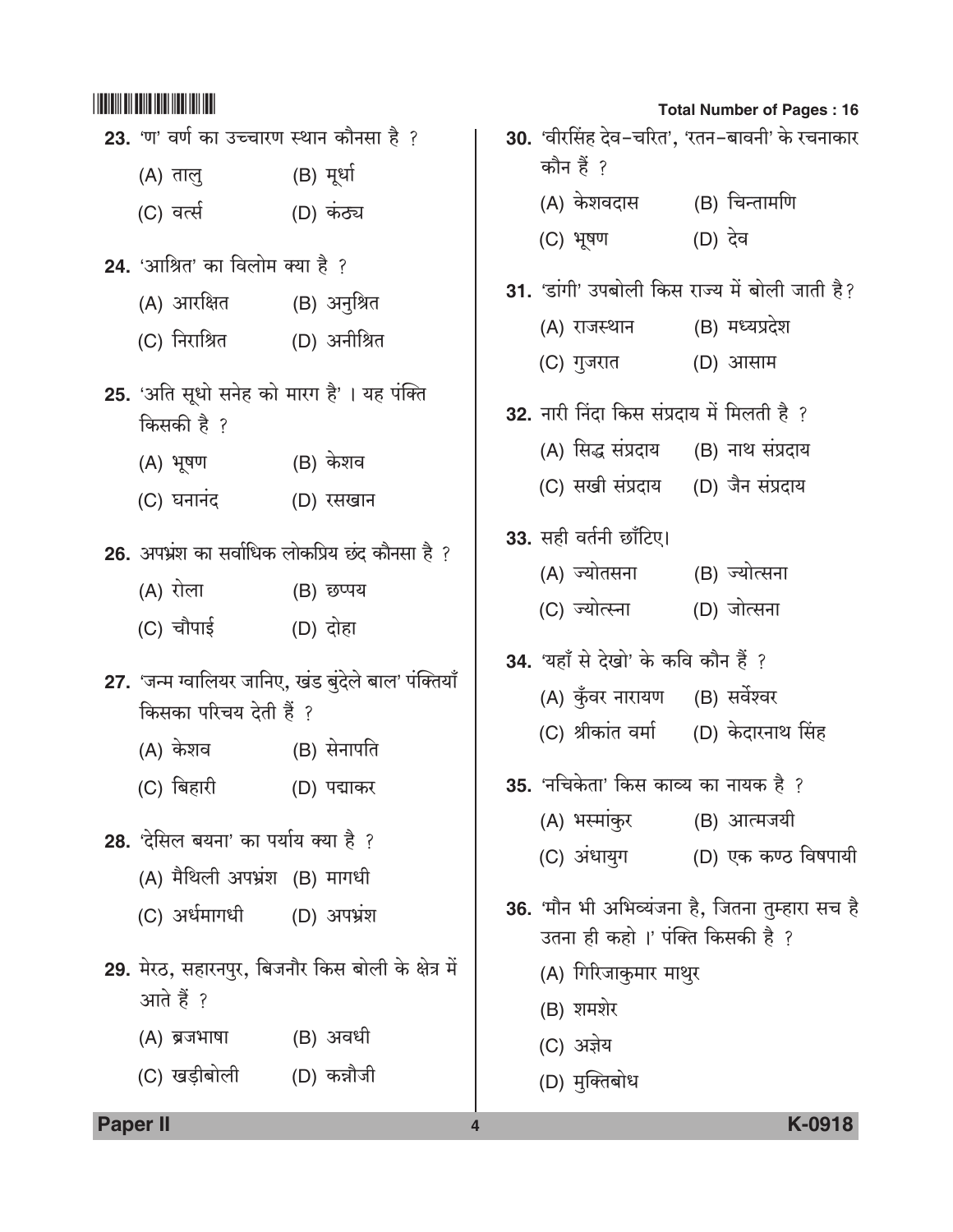23. 'ण' वर्ण का उच्चारण स्थान कौनसा है ?

(A) तालु (B) मूर्धा

(C) वर्त्स (D) कंठ्य

24. 'आश्रित' का विलोम क्या है ?

(A) आरक्षित (B) अनुश्रित

(C) निराश्रित (D) अनीश्रित

25. 'अति सूधो सनेह को मारग है' । यह पंक्ति किसकी है ?

(A) भूषण (B) केशव

(C) घनानंद (D) रसखान

26. अपभ्रंश का सर्वाधिक लोकप्रिय छंद कौनसा है ?

(A) रोला (B) छप्पय

(C) चौपाई (D) दोहा

27. 'जन्म ग्वालियर जानिए, खंड बुंदेले बाल' पंक्तियाँ किसका परिचय देती हैं ?

(A) केशव (B) सेनापति

(C) बिहारी (D) पद्माकर

28. 'देसिल बयना' का पर्याय क्या है ?

(A) मैथिली अपभ्रंश (B) मागधी

(C) अर्धमागधी (D) अपभ्रंश

29. मेरठ, सहारनपुर, बिजनौर किस बोली के क्षेत्र में आते हैं ?

(A) ब्रजभाषा (B) अवधी

(C) खड़ीबोली (D) कन्नौजी

30. 'वीरसिंह देव-चरित', 'रतन-बावनी' के रचनाकार कौन हैं ?

(A) केशवदास (B) चिन्तामणि

(C) भूषण (D) देव

31. 'डांगी' उपबोली किस राज्य में बोली जाती है?

(A) राजस्थान (B) मध्यप्रदेश

(C) गुजरात (D) आसाम

32. नारी निंदा किस संप्रदाय में मिलती है ?

(A) सिद्ध संप्रदाय (B) नाथ संप्रदाय

(C) सखी संप्रदाय (D) जैन संप्रदाय

33. सही वर्तनी छाँटिए।

(A) ज्योतसना (B) ज्योत्सना

(C) ज्योत्स्ना (D) जोत्सना

34. 'यहाँ से देखो' के कवि कौन हैं ?

(A) कुँवर नारायण (B) सर्वेश्वर

(C) श्रीकांत वर्मा (D) केदारनाथ सिंह

35. 'नचिकेता' किस काव्य का नायक है ?

(A) भस्मांकुर (B) आत्मजयी

(C) अंधायुग (D) एक कण्ठ विषपायी

36. 'मौन भी अभिव्यंजना है, जितना तुम्हारा सच है उतना ही कहो ।' पंक्ति किसकी है ?

(A) गिरिजाकुमार माथुर

(B) शमशेर

(C) अज्ञेय

(D) मुक्तिबोध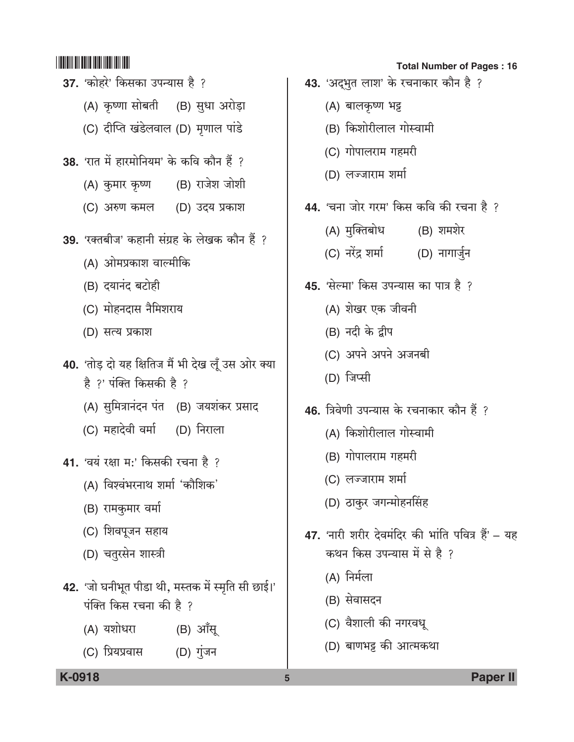37. 'कोहरे' किसका उपन्यास है ?

(A) कृष्णा सोबती (B) सुधा अरोड़ा

(C) दीप्ति खंडेलवाल (D) मृणाल पांडे

38. 'रात में हारमोनियम' के कवि कौन हैं ?

(A) कुमार कृष्ण (B) राजेश जोशी

(C) अरुण कमल (D) उदय प्रकाश

39. 'रक्तबीज' कहानी संग्रह के लेखक कौन हैं ?

(A) ओमप्रकाश वाल्मीकि

(B) दयानंद बटोही

(C) मोहनदास नैमिशराय

(D) सत्य प्रकाश

40. 'तोड़ दो यह क्षितिज मैं भी देख लूँ उस ओर क्या है ?' पंक्ति किसकी है ?

(A) सुमित्रानंदन पंत (B) जयशंकर प्रसाद

(C) महादेवी वर्मा (D) निराला

41. 'वयं रक्षा म:' किसकी रचना है ?

(A) विश्वंभरनाथ शर्मा 'कौशिक'

(B) रामकुमार वर्मा

(C) शिवपूजन सहाय

(D) चतुरसेन शास्त्री

42. 'जो घनीभूत पीडा थी, मस्तक में स्मृति सी छाई।' पंक्ति किस रचना की है ?

(A) यशोधरा (B) आँसू

(C) प्रियप्रवास (D) गुंजन

43. 'अद्‌भुत लाश' के रचनाकार कौन है ?

(A) बालकृष्ण भट्ट

(B) किशोरीलाल गोस्वामी

(C) गोपालराम गहमरी

(D) लज्जाराम शर्मा

44. 'चना जोर गरम' किस कवि की रचना है ?

(A) मुक्तिबोध (B) शमशेर

(C) नरेंद्र शर्मा (D) नागार्जुन

45. 'सेल्मा' किस उपन्यास का पात्र है ?

(A) शेखर एक जीवनी

(B) नदी के द्वीप

(C) अपने अपने अजनबी

(D) जिप्सी

46. त्रिवेणी उपन्यास के रचनाकार कौन हैं ?

(A) किशोरीलाल गोस्वामी

(B) गोपालराम गहमरी

(C) लज्जाराम शर्मा

(D) ठाकुर जगन्मोहनसिंह

47. 'नारी शरीर देवमंदिर की भांति पवित्र हैं' – यह कथन किस उपन्यास में से है ?

(A) निर्मला

(B) सेवासदन

(C) वैशाली की नगरवधू

(D) बाणभट्ट की आत्मकथा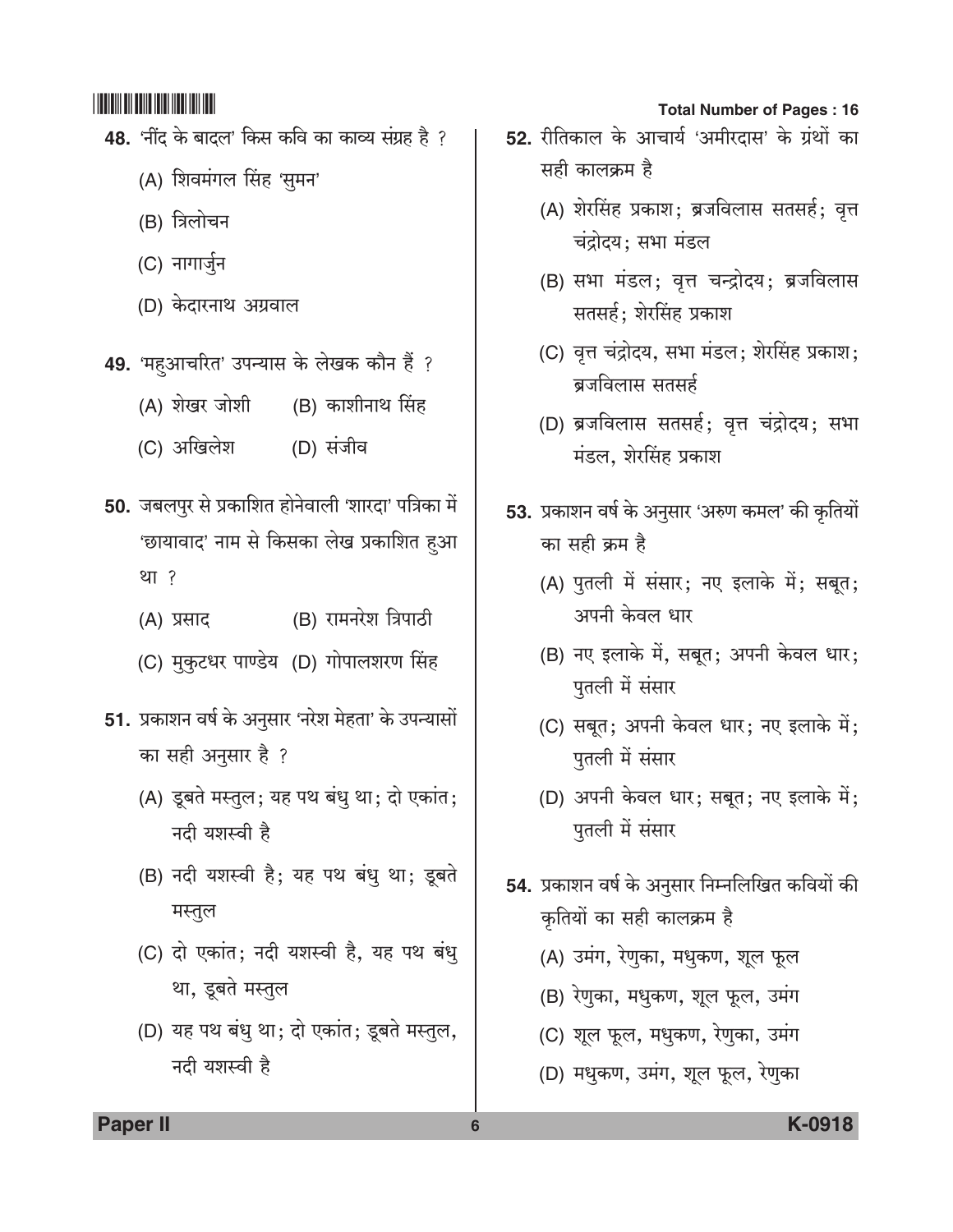48. 'नींद के बादल' किस कवि का काव्य संग्रह है ?

(A) शिवमंगल सिंह 'सुमन'

(B) त्रिलोचन

(C) नागार्जुन

(D) केदारनाथ अग्रवाल

49. 'महुआचरित' उपन्यास के लेखक कौन हैं ?

(A) शेखर जोशी (B) काशीनाथ सिंह

(C) अखिलेश (D) संजीव

50. जबलपुर से प्रकाशित होनेवाली 'शारदा' पत्रिका में 'छायावाद' नाम से किसका लेख प्रकाशित हुआ था ?

(A) प्रसाद (B) रामनरेश त्रिपाठी

(C) मुकुटधर पाण्डेय (D) गोपालशरण सिंह

51. प्रकाशन वर्ष के अनुसार 'नरेश मेहता' के उपन्यासों का सही अनुसार है ?

(A) डूबते मस्तुल; यह पथ बंधु था; दो एकांत; नदी यशस्वी है

(B) नदी यशस्वी है; यह पथ बंधु था; डूबते मस्तुल

(C) दो एकांत; नदी यशस्वी है, यह पथ बंधु था, डूबते मस्तुल

(D) यह पथ बंधु था; दो एकांत; डूबते मस्तुल, नदी यशस्वी है

52. रीतिकाल के आचार्य 'अमीरदास' के ग्रंथों का सही कालक्रम है

(A) शेरसिंह प्रकाश; ब्रजविलास सतसई; वृत्त चंद्रोदय; सभा मंडल

(B) सभा मंडल; वृत्त चन्द्रोदय; ब्रजविलास सतसई; शेरसिंह प्रकाश

(C) वृत्त चंद्रोदय, सभा मंडल; शेरसिंह प्रकाश; ब्रजविलास सतसई

(D) ब्रजविलास सतसई; वृत्त चंद्रोदय; सभा मंडल, शेरसिंह प्रकाश

53. प्रकाशन वर्ष के अनुसार 'अरुण कमल' की कृतियों का सही क्रम है

(A) पुतली में संसार; नए इलाके में; सबूत; अपनी केवल धार

(B) नए इलाके में, सबूत; अपनी केवल धार; पुतली में संसार

(C) सबूत; अपनी केवल धार; नए इलाके में; पुतली में संसार

(D) अपनी केवल धार; सबूत; नए इलाके में; पुतली में संसार

54. प्रकाशन वर्ष के अनुसार निम्नलिखित कवियों की कृतियों का सही कालक्रम है

(A) उमंग, रेणुका, मधुकण, शूल फूल

(B) रेणुका, मधुकण, शूल फूल, उमंग

(C) शूल फूल, मधुकण, रेणुका, उमंग

(D) मधुकण, उमंग, शूल फूल, रेणुका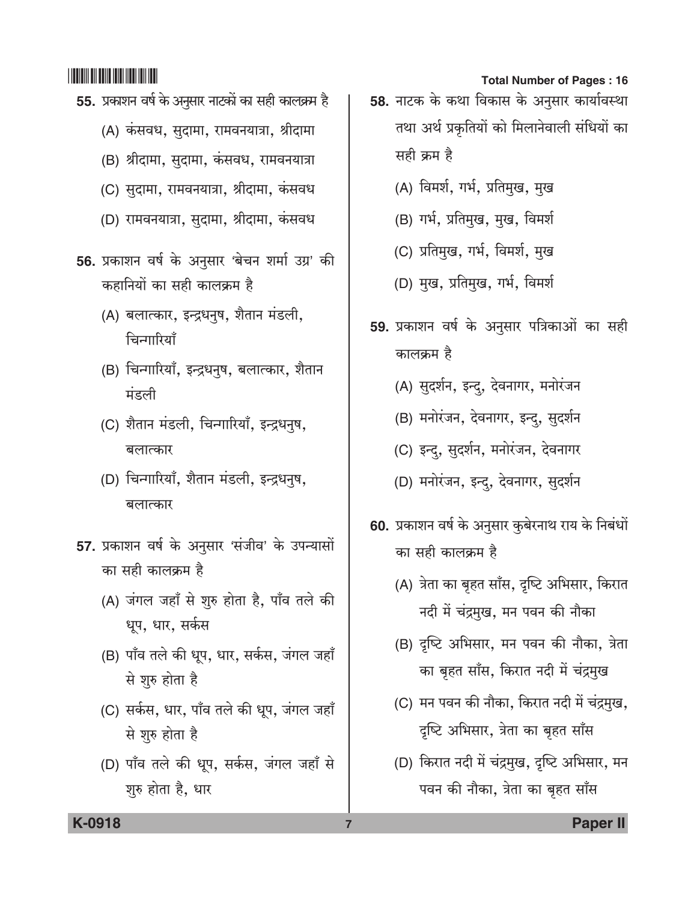55. प्रकाशन वर्ष के अनुसार नाटकों का सही कालक्रम है

(A) कंसवध, सुदामा, रामवनयात्रा, श्रीदामा

(B) श्रीदामा, सुदामा, कंसवध, रामवनयात्रा

(C) सुदामा, रामवनयात्रा, श्रीदामा, कंसवध

(D) रामवनयात्रा, सुदामा, श्रीदामा, कंसवध

56. प्रकाशन वर्ष के अनुसार 'बेचन शर्मा उग्र' की कहानियों का सही कालक्रम है

(A) बलात्कार, इन्द्रधनुष, शैतान मंडली, चिन्गारियाँ

(B) चिन्गारियाँ, इन्द्रधनुष, बलात्कार, शैतान मंडली

(C) शैतान मंडली, चिन्गारियाँ, इन्द्रधनुष, बलात्कार

(D) चिन्गारियाँ, शैतान मंडली, इन्द्रधनुष, बलात्कार

57. प्रकाशन वर्ष के अनुसार 'संजीव' के उपन्यासों का सही कालक्रम है

(A) जंगल जहाँ से शुरु होता है, पाँव तले की धूप, धार, सर्कस

(B) पाँव तले की धूप, धार, सर्कस, जंगल जहाँ से शुरु होता है

(C) सर्कस, धार, पाँव तले की धूप, जंगल जहाँ से शुरु होता है

(D) पाँव तले की धूप, सर्कस, जंगल जहाँ से शुरु होता है, धार

58. नाटक के कथा विकास के अनुसार कार्यावस्था तथा अर्थ प्रकृतियों को मिलानेवाली संधियों का सही क्रम है

(A) विमर्श, गर्भ, प्रतिमुख, मुख

(B) गर्भ, प्रतिमुख, मुख, विमर्श

(C) प्रतिमुख, गर्भ, विमर्श, मुख

(D) मुख, प्रतिमुख, गर्भ, विमर्श

59. प्रकाशन वर्ष के अनुसार पत्रिकाओं का सही कालक्रम है

(A) सुदर्शन, इन्दु, देवनागर, मनोरंजन

(B) मनोरंजन, देवनागर, इन्दु, सुदर्शन

(C) इन्दु, सुदर्शन, मनोरंजन, देवनागर

(D) मनोरंजन, इन्दु, देवनागर, सुदर्शन

60. प्रकाशन वर्ष के अनुसार कुबेरनाथ राय के निबंधों का सही कालक्रम है

(A) त्रेता का बृहत साँस, दृष्टि अभिसार, किरात नदी में चंद्रमुख, मन पवन की नौका

(B) दृष्टि अभिसार, मन पवन की नौका, त्रेता का बृहत साँस, किरात नदी में चंद्रमुख

(C) मन पवन की नौका, किरात नदी में चंद्रमुख, दृष्टि अभिसार, त्रेता का बृहत साँस

(D) किरात नदी में चंद्रमुख, दृष्टि अभिसार, मन पवन की नौका, त्रेता का बृहत साँस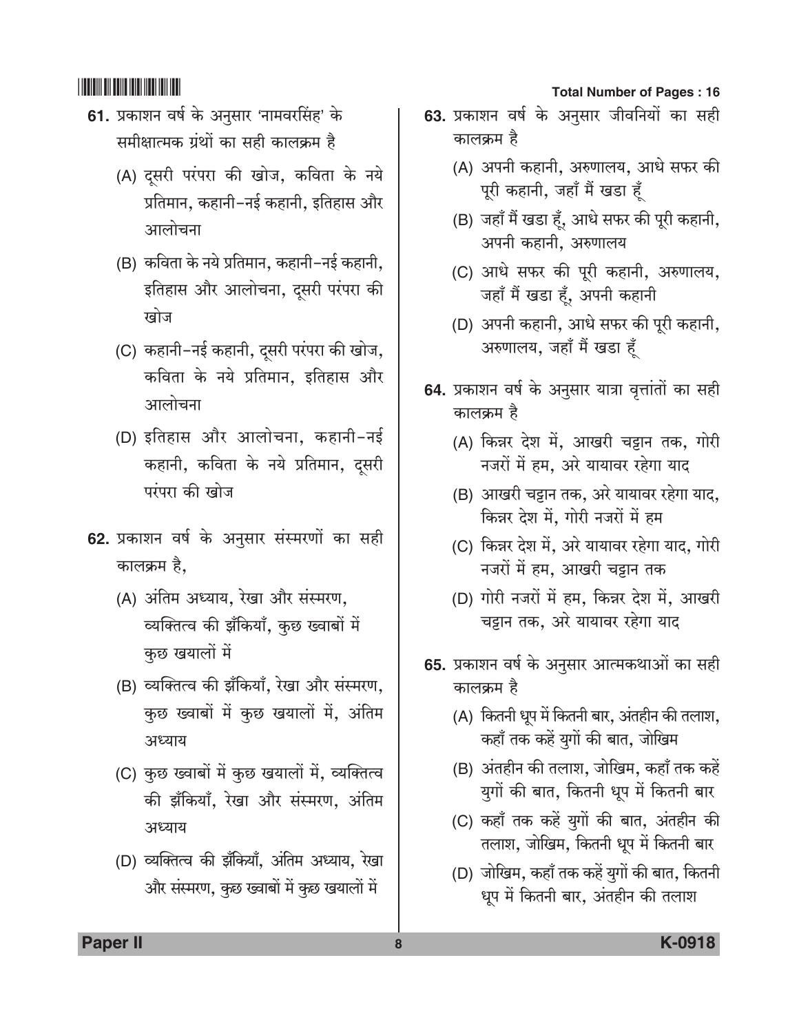61. प्रकाशन वर्ष के अनुसार 'नामवरसिंह' के समीक्षात्मक ग्रंथों का सही कालक्रम है

(A) दूसरी परंपरा की खोज, कविता के नये प्रतिमान, कहानी-नई कहानी, इतिहास और आलोचना

(B) कविता के नये प्रतिमान, कहानी-नई कहानी, इतिहास और आलोचना, दूसरी परंपरा की खोज

(C) कहानी-नई कहानी, दूसरी परंपरा की खोज, कविता के नये प्रतिमान, इतिहास और आलोचना

(D) इतिहास और आलोचना, कहानी-नई कहानी, कविता के नये प्रतिमान, दूसरी परंपरा की खोज

62. प्रकाशन वर्ष के अनुसार संस्मरणों का सही कालक्रम है,

(A) अंतिम अध्याय, रेखा और संस्मरण, व्यक्तित्व की झँकियाँ, कुछ ख्वाबों में कुछ खयालों में

(B) व्यक्तित्व की झँकियाँ, रेखा और संस्मरण, कुछ ख्वाबों में कुछ खयालों में, अंतिम अध्याय

(C) कुछ ख्वाबों में कुछ खयालों में, व्यक्तित्व की झँकियाँ, रेखा और संस्मरण, अंतिम अध्याय

(D) व्यक्तित्व की झँकियाँ, अंतिम अध्याय, रेखा और संस्मरण, कुछ ख्वाबों में कुछ खयालों में

63. प्रकाशन वर्ष के अनुसार जीवनियों का सही कालक्रम है

(A) अपनी कहानी, अरुणालय, आधे सफर की पूरी कहानी, जहाँ मैं खडा हूँ

(B) जहाँ मैं खडा हूँ, आधे सफर की पूरी कहानी, अपनी कहानी, अरुणालय

(C) आधे सफर की पूरी कहानी, अरुणालय, जहाँ मैं खडा हूँ, अपनी कहानी

(D) अपनी कहानी, आधे सफर की पूरी कहानी, अरुणालय, जहाँ मैं खडा हूँ

64. प्रकाशन वर्ष के अनुसार यात्रा वृत्तांतों का सही कालक्रम है

(A) किन्नर देश में, आखरी चट्टान तक, गोरी नजरों में हम, अरे यायावर रहेगा याद

(B) आखरी चट्टान तक, अरे यायावर रहेगा याद, किन्नर देश में, गोरी नजरों में हम

(C) किन्नर देश में, अरे यायावर रहेगा याद, गोरी नजरों में हम, आखरी चट्टान तक

(D) गोरी नजरों में हम, किन्नर देश में, आखरी चट्टान तक, अरे यायावर रहेगा याद

65. प्रकाशन वर्ष के अनुसार आत्मकथाओं का सही कालक्रम है

(A) कितनी धूप में कितनी बार, अंतहीन की तलाश, कहाँ तक कहें युगों की बात, जोखिम

(B) अंतहीन की तलाश, जोखिम, कहाँ तक कहें युगों की बात, कितनी धूप में कितनी बार

(C) कहाँ तक कहें युगों की बात, अंतहीन की तलाश, जोखिम, कितनी धूप में कितनी बार

(D) जोखिम, कहाँ तक कहें युगों की बात, कितनी धूप में कितनी बार, अंतहीन की तलाश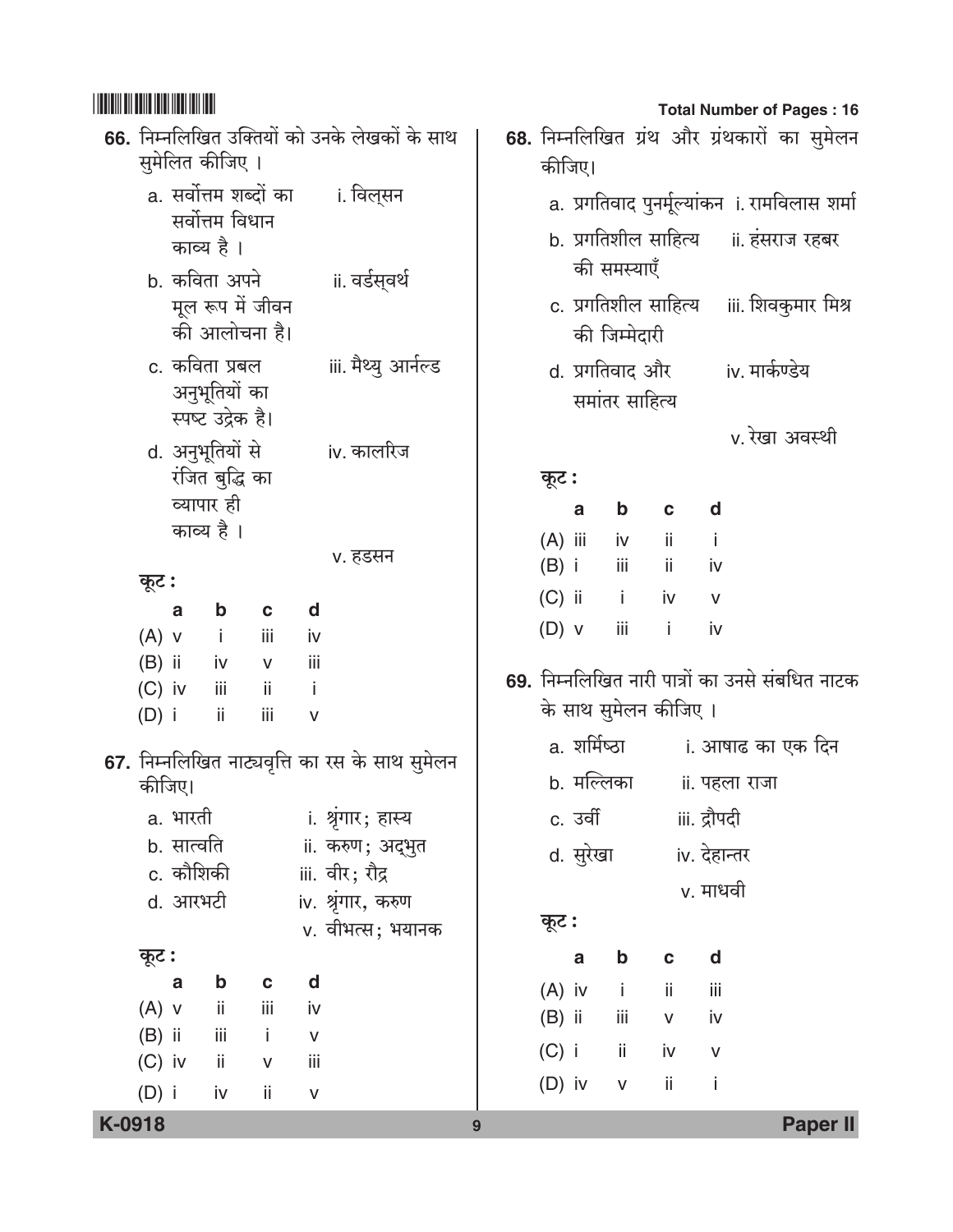66. निम्नलिखित उक्तियों को उनके लेखकों के साथ सुमेलित कीजिए ।

a. सर्वोत्तम शब्दों का सर्वोत्तम विधान काव्य है । — i. विल्सन

b. कविता अपने मूल रूप में जीवन की आलोचना है। — ii. वर्डस्वर्थ

c. कविता प्रबल अनुभूतियों का स्पष्ट उद्रेक है। — iii. मैथ्यु आर्नल्ड

d. अनुभूतियों से रंजित बुद्धि का व्यापार ही काव्य है । — iv. कालरिज

v. हडसन

कूट :

| | a | b | c | d |
|---|---|---|---|---|
| (A) | v | i | iii | iv |
| (B) | ii | iv | v | iii |
| (C) | iv | iii | ii | i |
| (D) | i | ii | iii | v |

67. निम्नलिखित नाट्यवृत्ति का रस के साथ सुमेलन कीजिए।

a. भारती — i. श्रृंगार; हास्य

b. सात्वति — ii. करुण; अद्भुत

c. कौशिकी — iii. वीर; रौद्र

d. आरभटी — iv. श्रृंगार, करुण

v. वीभत्स; भयानक

कूट :

| | a | b | c | d |
|---|---|---|---|---|
| (A) | v | ii | iii | iv |
| (B) | ii | iii | i | v |
| (C) | iv | ii | v | iii |
| (D) | i | iv | ii | v |

68. निम्नलिखित ग्रंथ और ग्रंथकारों का सुमेलन कीजिए।

a. प्रगतिवाद पुनर्मूल्यांकन — i. रामविलास शर्मा

b. प्रगतिशील साहित्य की समस्याएँ — ii. हंसराज रहबर

c. प्रगतिशील साहित्य की जिम्मेदारी — iii. शिवकुमार मिश्र

d. प्रगतिवाद और समांतर साहित्य — iv. मार्कण्डेय

v. रेखा अवस्थी

कूट :

| | a | b | c | d |
|---|---|---|---|---|
| (A) | iii | iv | ii | i |
| (B) | i | iii | ii | iv |
| (C) | ii | i | iv | v |
| (D) | v | iii | i | iv |

69. निम्नलिखित नारी पात्रों का उनसे संबधित नाटक के साथ सुमेलन कीजिए ।

a. शर्मिष्ठा — i. आषाढ का एक दिन

b. मल्लिका — ii. पहला राजा

c. उर्वी — iii. द्रौपदी

d. सुरेखा — iv. देहान्तर

v. माधवी

कूट :

| | a | b | c | d |
|---|---|---|---|---|
| (A) | iv | i | ii | iii |
| (B) | ii | iii | v | iv |
| (C) | i | ii | iv | v |
| (D) | iv | v | ii | i |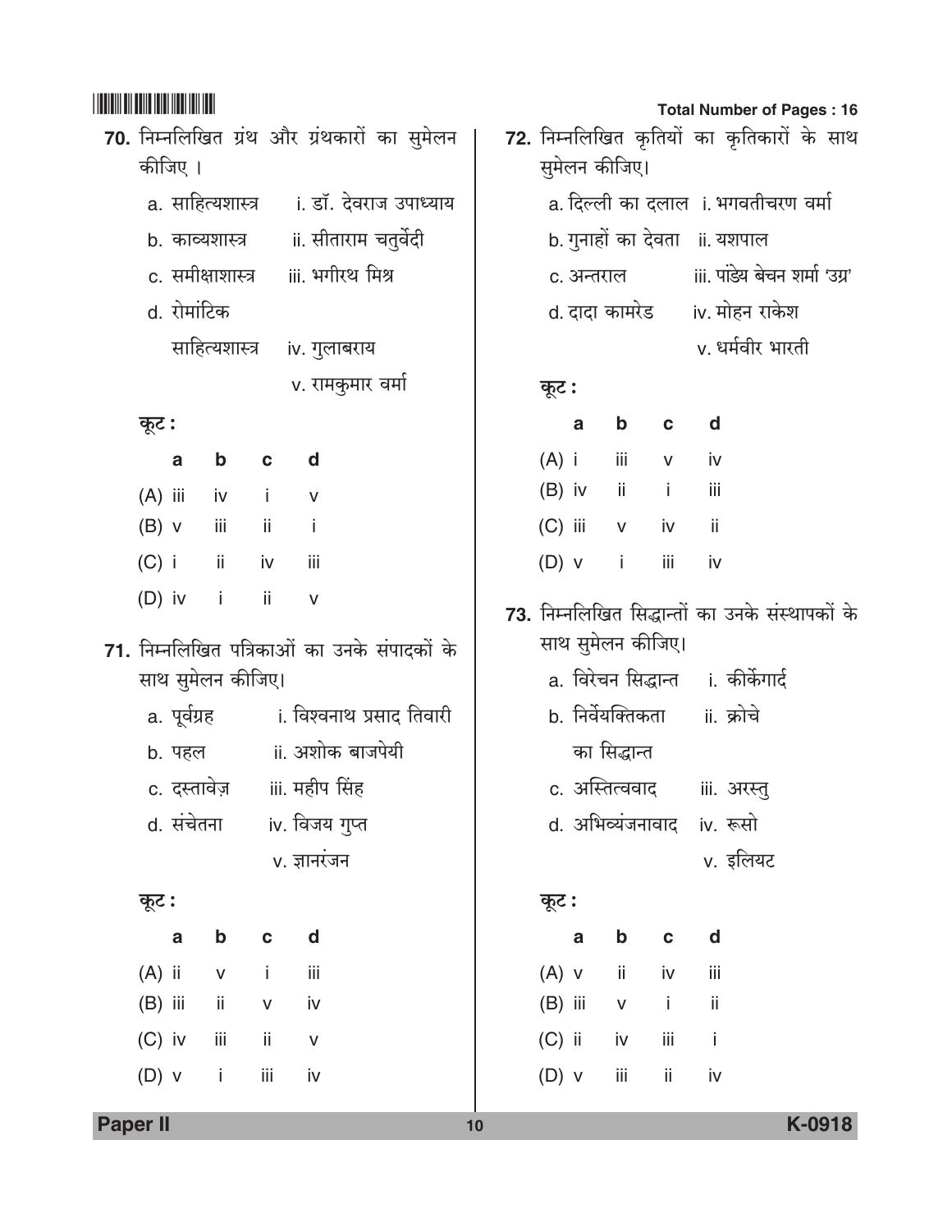70. निम्नलिखित ग्रंथ और ग्रंथकारों का सुमेलन कीजिए ।

a. साहित्यशास्त्र  i. डॉ. देवराज उपाध्याय

b. काव्यशास्त्र  ii. सीताराम चतुर्वेदी

c. समीक्षाशास्त्र  iii. भगीरथ मिश्र

d. रोमांटिक साहित्यशास्त्र  iv. गुलाबराय

v. रामकुमार वर्मा

कूट :

|  | a | b | c | d |
|---|---|---|---|---|
| (A) | iii | iv | i | v |
| (B) | v | iii | ii | i |
| (C) | i | ii | iv | iii |
| (D) | iv | i | ii | v |

71. निम्नलिखित पत्रिकाओं का उनके संपादकों के साथ सुमेलन कीजिए।

a. पूर्वग्रह  i. विश्वनाथ प्रसाद तिवारी

b. पहल  ii. अशोक बाजपेयी

c. दस्तावेज़  iii. महीप सिंह

d. संचेतना  iv. विजय गुप्त

v. ज्ञानरंजन

कूट :

|  | a | b | c | d |
|---|---|---|---|---|
| (A) | ii | v | i | iii |
| (B) | iii | ii | v | iv |
| (C) | iv | iii | ii | v |
| (D) | v | i | iii | iv |

72. निम्नलिखित कृतियों का कृतिकारों के साथ सुमेलन कीजिए।

a. दिल्ली का दलाल  i. भगवतीचरण वर्मा

b. गुनाहों का देवता  ii. यशपाल

c. अन्तराल  iii. पांडेय बेचन शर्मा 'उग्र'

d. दादा कामरेड  iv. मोहन राकेश

v. धर्मवीर भारती

कूट :

|  | a | b | c | d |
|---|---|---|---|---|
| (A) | i | iii | v | iv |
| (B) | iv | ii | i | iii |
| (C) | iii | v | iv | ii |
| (D) | v | i | iii | iv |

73. निम्नलिखित सिद्धान्तों का उनके संस्थापकों के साथ सुमेलन कीजिए।

a. विरेचन सिद्धान्त  i. कीर्केगार्द

b. निर्वैयक्तिकता का सिद्धान्त  ii. क्रोचे

c. अस्तित्ववाद  iii. अरस्तु

d. अभिव्यंजनावाद  iv. रूसो

v. इलियट

कूट :

|  | a | b | c | d |
|---|---|---|---|---|
| (A) | v | ii | iv | iii |
| (B) | iii | v | i | ii |
| (C) | ii | iv | iii | i |
| (D) | v | iii | ii | iv |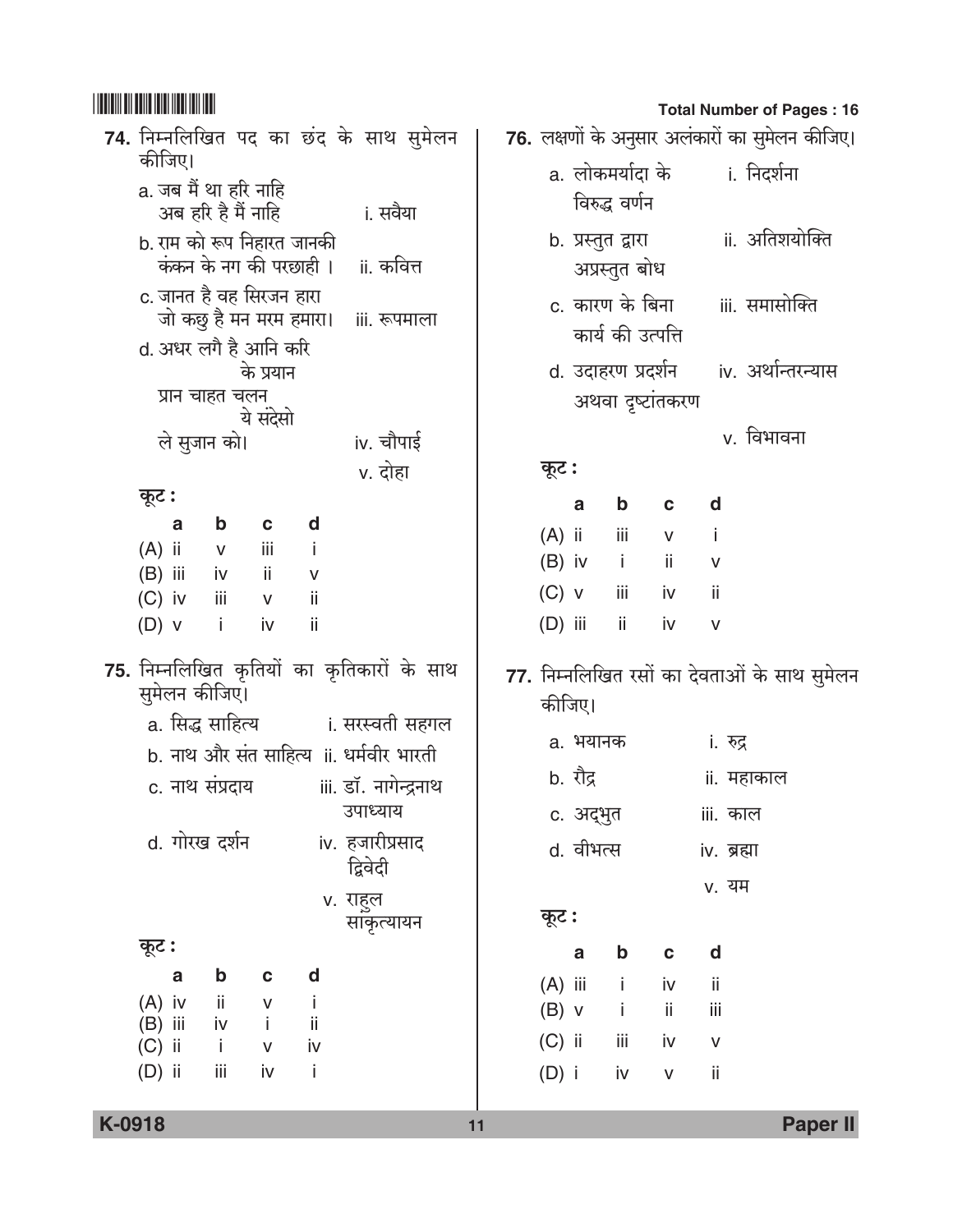74. निम्नलिखित पद का छंद के साथ सुमेलन कीजिए।

a. जब मैं था हरि नाहि
अब हरि है मैं नाहि — i. सवैया

b. राम को रूप निहारत जानकी
कंकन के नग की परछाही । — ii. कवित्त

c. जानत है वह सिरजन हारा
जो कछु है मन मरम हमारा। — iii. रूपमाला

d. अधर लगै है आनि करि
के प्रयान
प्रान चाहत चलन
ये संदेसो
ले सुजान को। — iv. चौपाई

v. दोहा

कूट :

| | a | b | c | d |
|---|---|---|---|---|
| (A) | ii | v | iii | i |
| (B) | iii | iv | ii | v |
| (C) | iv | iii | v | ii |
| (D) | v | i | iv | ii |

75. निम्नलिखित कृतियों का कृतिकारों के साथ सुमेलन कीजिए।

| | |
|---|---|
| a. सिद्ध साहित्य | i. सरस्वती सहगल |
| b. नाथ और संत साहित्य | ii. धर्मवीर भारती |
| c. नाथ संप्रदाय | iii. डॉ. नागेन्द्रनाथ उपाध्याय |
| d. गोरख दर्शन | iv. हजारीप्रसाद द्विवेदी |
| | v. राहुल सांकृत्यायन |

कूट :

| | a | b | c | d |
|---|---|---|---|---|
| (A) | iv | ii | v | i |
| (B) | iii | iv | i | ii |
| (C) | ii | i | v | iv |
| (D) | ii | iii | iv | i |

76. लक्षणों के अनुसार अलंकारों का सुमेलन कीजिए।

| | |
|---|---|
| a. लोकमर्यादा के विरुद्ध वर्णन | i. निदर्शना |
| b. प्रस्तुत द्वारा अप्रस्तुत बोध | ii. अतिशयोक्ति |
| c. कारण के बिना कार्य की उत्पत्ति | iii. समासोक्ति |
| d. उदाहरण प्रदर्शन अथवा दृष्टांतकरण | iv. अर्थान्तरन्यास |
| | v. विभावना |

कूट :

| | a | b | c | d |
|---|---|---|---|---|
| (A) | ii | iii | v | i |
| (B) | iv | i | ii | v |
| (C) | v | iii | iv | ii |
| (D) | iii | ii | iv | v |

77. निम्नलिखित रसों का देवताओं के साथ सुमेलन कीजिए।

| | |
|---|---|
| a. भयानक | i. रुद्र |
| b. रौद्र | ii. महाकाल |
| c. अद्भुत | iii. काल |
| d. वीभत्स | iv. ब्रह्मा |
| | v. यम |

कूट :

| | a | b | c | d |
|---|---|---|---|---|
| (A) | iii | i | iv | ii |
| (B) | v | i | ii | iii |
| (C) | ii | iii | iv | v |
| (D) | i | iv | v | ii |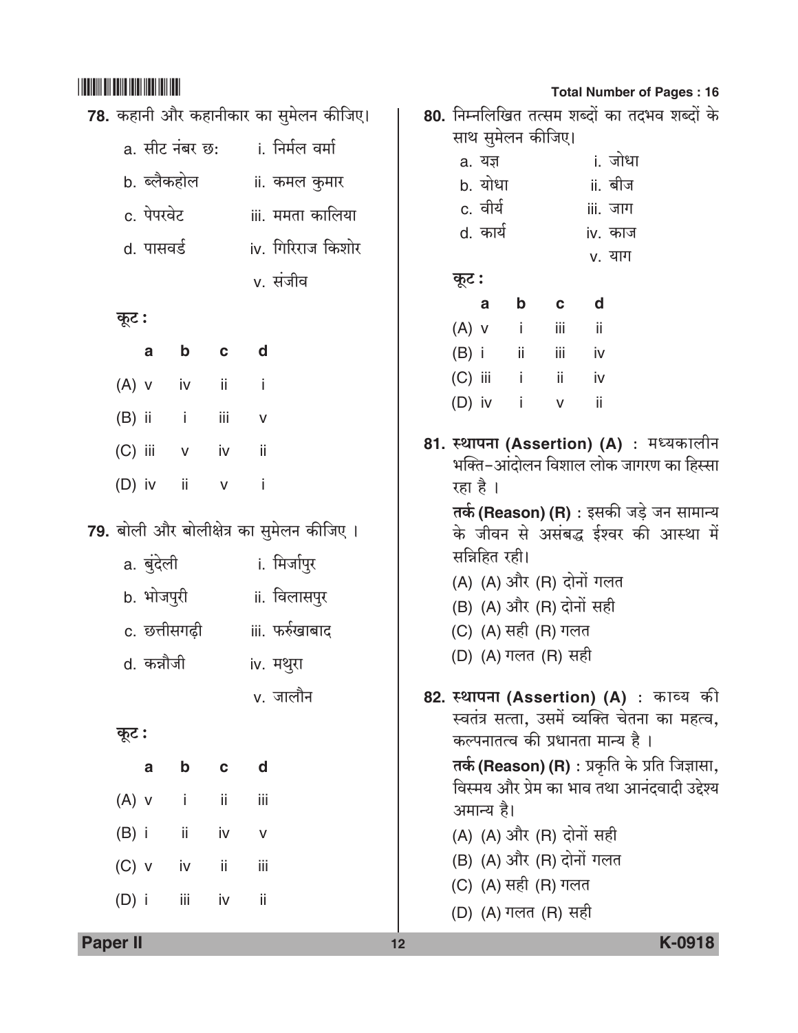78. कहानी और कहानीकार का सुमेलन कीजिए।

| | |
|---|---|
| a. सीट नंबर छ: | i. निर्मल वर्मा |
| b. ब्लैकहोल | ii. कमल कुमार |
| c. पेपरवेट | iii. ममता कालिया |
| d. पासवर्ड | iv. गिरिराज किशोर |
| | v. संजीव |

कूट :

| | a | b | c | d |
|---|---|---|---|---|
| (A) | v | iv | ii | i |
| (B) | ii | i | iii | v |
| (C) | iii | v | iv | ii |
| (D) | iv | ii | v | i |

79. बोली और बोलीक्षेत्र का सुमेलन कीजिए ।

| | |
|---|---|
| a. बुंदेली | i. मिर्जापुर |
| b. भोजपुरी | ii. विलासपुर |
| c. छत्तीसगढ़ी | iii. फर्रुखाबाद |
| d. कन्नौजी | iv. मथुरा |
| | v. जालौन |

कूट :

| | a | b | c | d |
|---|---|---|---|---|
| (A) | v | i | ii | iii |
| (B) | i | ii | iv | v |
| (C) | v | iv | ii | iii |
| (D) | i | iii | iv | ii |

80. निम्नलिखित तत्सम शब्दों का तदभव शब्दों के साथ सुमेलन कीजिए।

| | |
|---|---|
| a. यज्ञ | i. जोधा |
| b. योधा | ii. बीज |
| c. वीर्य | iii. जाग |
| d. कार्य | iv. काज |
| | v. याग |

कूट :

| | a | b | c | d |
|---|---|---|---|---|
| (A) | v | i | iii | ii |
| (B) | i | ii | iii | iv |
| (C) | iii | i | ii | iv |
| (D) | iv | i | v | ii |

81. **स्थापना (Assertion) (A)** : मध्यकालीन भक्ति-आंदोलन विशाल लोक जागरण का हिस्सा रहा है ।

**तर्क (Reason) (R)** : इसकी जड़े जन सामान्य के जीवन से असंबद्ध ईश्वर की आस्था में सन्निहित रही।

(A) (A) और (R) दोनों गलत

(B) (A) और (R) दोनों सही

(C) (A) सही (R) गलत

(D) (A) गलत (R) सही

82. **स्थापना (Assertion) (A)** : काव्य की स्वतंत्र सत्ता, उसमें व्यक्ति चेतना का महत्व, कल्पनातत्व की प्रधानता मान्य है ।

**तर्क (Reason) (R)** : प्रकृति के प्रति जिज्ञासा, विस्मय और प्रेम का भाव तथा आनंदवादी उद्देश्य अमान्य है।

(A) (A) और (R) दोनों सही

(B) (A) और (R) दोनों गलत

(C) (A) सही (R) गलत

(D) (A) गलत (R) सही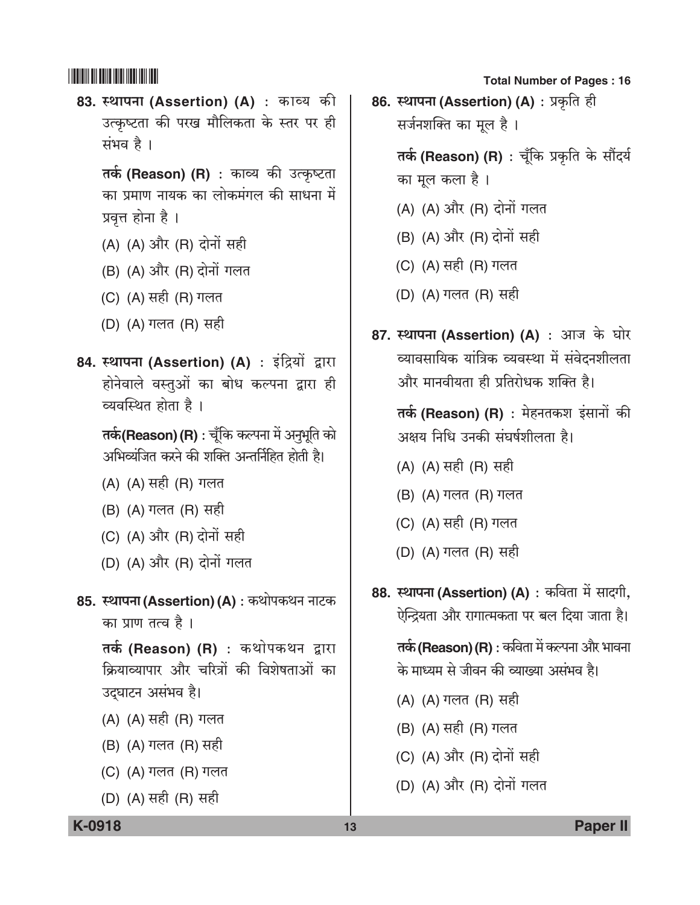83. **स्थापना (Assertion) (A)** : काव्य की उत्कृष्टता की परख मौलिकता के स्तर पर ही संभव है ।

**तर्क (Reason) (R)** : काव्य की उत्कृष्टता का प्रमाण नायक का लोकमंगल की साधना में प्रवृत्त होना है ।

(A) (A) और (R) दोनों सही

(B) (A) और (R) दोनों गलत

(C) (A) सही (R) गलत

(D) (A) गलत (R) सही

84. **स्थापना (Assertion) (A)** : इंद्रियों द्वारा होनेवाले वस्तुओं का बोध कल्पना द्वारा ही व्यवस्थित होता है ।

**तर्क (Reason) (R)** : चूँकि कल्पना में अनुभूति को अभिव्यंजित करने की शक्ति अन्तर्निहित होती है।

(A) (A) सही (R) गलत

(B) (A) गलत (R) सही

(C) (A) और (R) दोनों सही

(D) (A) और (R) दोनों गलत

85. **स्थापना (Assertion) (A)** : कथोपकथन नाटक का प्राण तत्व है ।

**तर्क (Reason) (R)** : कथोपकथन द्वारा क्रियाव्यापार और चरित्रों की विशेषताओं का उद्‌घाटन असंभव है।

(A) (A) सही (R) गलत

(B) (A) गलत (R) सही

(C) (A) गलत (R) गलत

(D) (A) सही (R) सही

86. **स्थापना (Assertion) (A)** : प्रकृति ही सर्जनशक्ति का मूल है ।

**तर्क (Reason) (R)** : चूँकि प्रकृति के सौंदर्य का मूल कला है ।

(A) (A) और (R) दोनों गलत

(B) (A) और (R) दोनों सही

(C) (A) सही (R) गलत

(D) (A) गलत (R) सही

87. **स्थापना (Assertion) (A)** : आज के घोर व्यावसायिक यांत्रिक व्यवस्था में संवेदनशीलता और मानवीयता ही प्रतिरोधक शक्ति है।

**तर्क (Reason) (R)** : मेहनतकश इंसानों की अक्षय निधि उनकी संघर्षशीलता है।

(A) (A) सही (R) सही

(B) (A) गलत (R) गलत

(C) (A) सही (R) गलत

(D) (A) गलत (R) सही

88. **स्थापना (Assertion) (A)** : कविता में सादगी, ऐन्द्रियता और रागात्मकता पर बल दिया जाता है।

**तर्क (Reason) (R)** : कविता में कल्पना और भावना के माध्यम से जीवन की व्याख्या असंभव है।

(A) (A) गलत (R) सही

(B) (A) सही (R) गलत

(C) (A) और (R) दोनों सही

(D) (A) और (R) दोनों गलत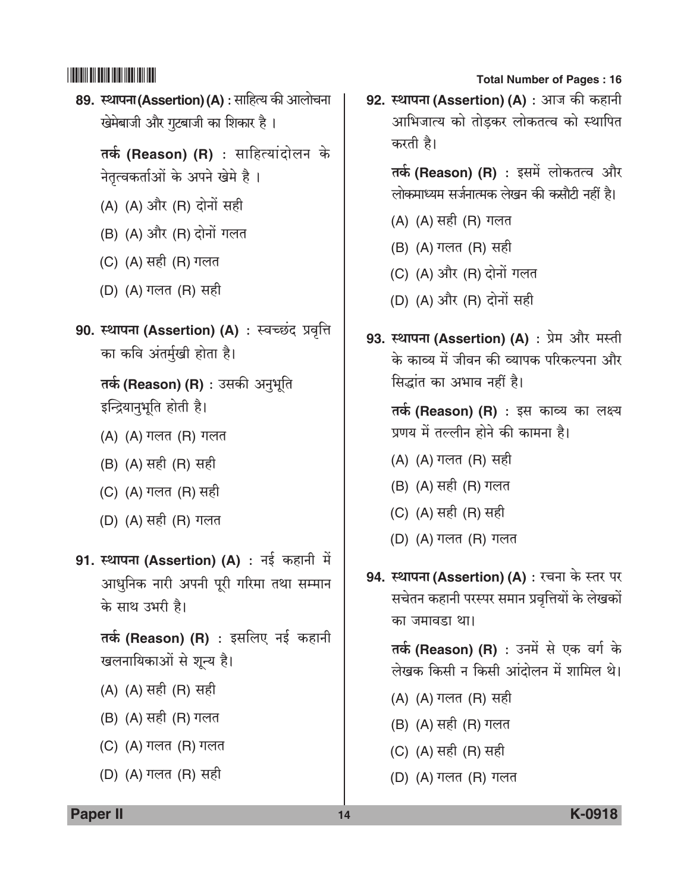89. **स्थापना (Assertion) (A)** : साहित्य की आलोचना खेमेबाजी और गुटबाजी का शिकार है ।

**तर्क (Reason) (R)** : साहित्यांदोलन के नेतृत्वकर्ताओं के अपने खेमे है ।

(A) (A) और (R) दोनों सही

(B) (A) और (R) दोनों गलत

(C) (A) सही (R) गलत

(D) (A) गलत (R) सही

90. **स्थापना (Assertion) (A)** : स्वच्छंद प्रवृत्ति का कवि अंतर्मुखी होता है।

**तर्क (Reason) (R)** : उसकी अनुभूति इन्द्रियानुभूति होती है।

(A) (A) गलत (R) गलत

(B) (A) सही (R) सही

(C) (A) गलत (R) सही

(D) (A) सही (R) गलत

91. **स्थापना (Assertion) (A)** : नई कहानी में आधुनिक नारी अपनी पूरी गरिमा तथा सम्मान के साथ उभरी है।

**तर्क (Reason) (R)** : इसलिए नई कहानी खलनायिकाओं से शून्य है।

(A) (A) सही (R) सही

(B) (A) सही (R) गलत

(C) (A) गलत (R) गलत

(D) (A) गलत (R) सही

92. **स्थापना (Assertion) (A)** : आज की कहानी आभिजात्य को तोड़कर लोकतत्व को स्थापित करती है।

**तर्क (Reason) (R)** : इसमें लोकतत्व और लोकमाध्यम सर्जनात्मक लेखन की कसौटी नहीं है।

(A) (A) सही (R) गलत

(B) (A) गलत (R) सही

(C) (A) और (R) दोनों गलत

(D) (A) और (R) दोनों सही

93. **स्थापना (Assertion) (A)** : प्रेम और मस्ती के काव्य में जीवन की व्यापक परिकल्पना और सिद्धांत का अभाव नहीं है।

**तर्क (Reason) (R)** : इस काव्य का लक्ष्य प्रणय में तल्लीन होने की कामना है।

(A) (A) गलत (R) सही

(B) (A) सही (R) गलत

(C) (A) सही (R) सही

(D) (A) गलत (R) गलत

94. **स्थापना (Assertion) (A)** : रचना के स्तर पर सचेतन कहानी परस्पर समान प्रवृत्तियों के लेखकों का जमावडा था।

**तर्क (Reason) (R)** : उनमें से एक वर्ग के लेखक किसी न किसी आंदोलन में शामिल थे।

(A) (A) गलत (R) सही

(B) (A) सही (R) गलत

(C) (A) सही (R) सही

(D) (A) गलत (R) गलत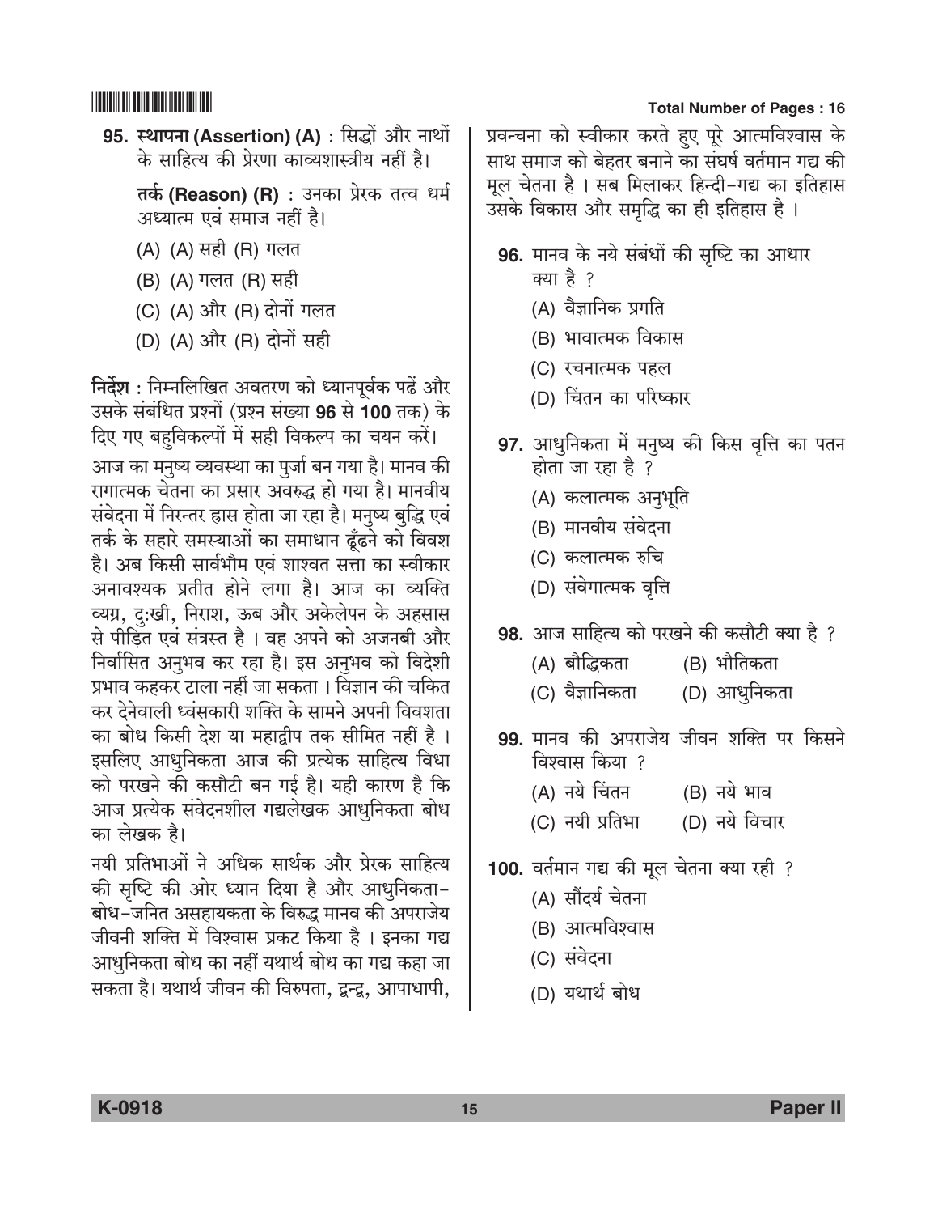**95.** **स्थापना (Assertion) (A)** : सिद्धों और नाथों के साहित्य की प्रेरणा काव्यशास्त्रीय नहीं है।

**तर्क (Reason) (R)** : उनका प्रेरक तत्व धर्म अध्यात्म एवं समाज नहीं है।

(A) (A) सही (R) गलत

(B) (A) गलत (R) सही

(C) (A) और (R) दोनों गलत

(D) (A) और (R) दोनों सही

**निर्देश** : निम्नलिखित अवतरण को ध्यानपूर्वक पढ़ें और उसके संबंधित प्रश्नों (प्रश्न संख्या **96** से **100** तक) के दिए गए बहुविकल्पों में सही विकल्प का चयन करें।

आज का मनुष्य व्यवस्था का पुर्जा बन गया है। मानव की रागात्मक चेतना का प्रसार अवरुद्ध हो गया है। मानवीय संवेदना में निरन्तर ह्रास होता जा रहा है। मनुष्य बुद्धि एवं तर्क के सहारे समस्याओं का समाधान ढूँढने को विवश है। अब किसी सार्वभौम एवं शाश्वत सत्ता का स्वीकार अनावश्यक प्रतीत होने लगा है। आज का व्यक्ति व्यग्र, दुःखी, निराश, ऊब और अकेलेपन के अहसास से पीड़ित एवं संत्रस्त है । वह अपने को अजनबी और निर्वासित अनुभव कर रहा है। इस अनुभव को विदेशी प्रभाव कहकर टाला नहीं जा सकता । विज्ञान की चकित कर देनेवाली ध्वंसकारी शक्ति के सामने अपनी विवशता का बोध किसी देश या महाद्वीप तक सीमित नहीं है । इसलिए आधुनिकता आज की प्रत्येक साहित्य विधा को परखने की कसौटी बन गई है। यही कारण है कि आज प्रत्येक संवेदनशील गद्यलेखक आधुनिकता बोध का लेखक है।

नयी प्रतिभाओं ने अधिक सार्थक और प्रेरक साहित्य की सृष्टि की ओर ध्यान दिया है और आधुनिकता-बोध-जनित असहायकता के विरुद्ध मानव की अपराजेय जीवनी शक्ति में विश्वास प्रकट किया है । इनका गद्य आधुनिकता बोध का नहीं यथार्थ बोध का गद्य कहा जा सकता है। यथार्थ जीवन की विरुपता, द्वन्द्व, आपाधापी, प्रवन्चना को स्वीकार करते हुए पूरे आत्मविश्वास के साथ समाज को बेहतर बनाने का संघर्ष वर्तमान गद्य की मूल चेतना है । सब मिलाकर हिन्दी-गद्य का इतिहास उसके विकास और समृद्धि का ही इतिहास है ।

**96.** मानव के नये संबंधों की सृष्टि का आधार क्या है ?

(A) वैज्ञानिक प्रगति

(B) भावात्मक विकास

(C) रचनात्मक पहल

(D) चिंतन का परिष्कार

**97.** आधुनिकता में मनुष्य की किस वृत्ति का पतन होता जा रहा है ?

(A) कलात्मक अनुभूति

(B) मानवीय संवेदना

(C) कलात्मक रुचि

(D) संवेगात्मक वृत्ति

**98.** आज साहित्य को परखने की कसौटी क्या है ?

(A) बौद्धिकता

(B) भौतिकता

(C) वैज्ञानिकता

(D) आधुनिकता

**99.** मानव की अपराजेय जीवन शक्ति पर किसने विश्वास किया ?

(A) नये चिंतन

(B) नये भाव

(C) नयी प्रतिभा

(D) नये विचार

**100.** वर्तमान गद्य की मूल चेतना क्या रही ?

(A) सौंदर्य चेतना

(B) आत्मविश्वास

(C) संवेदना

(D) यथार्थ बोध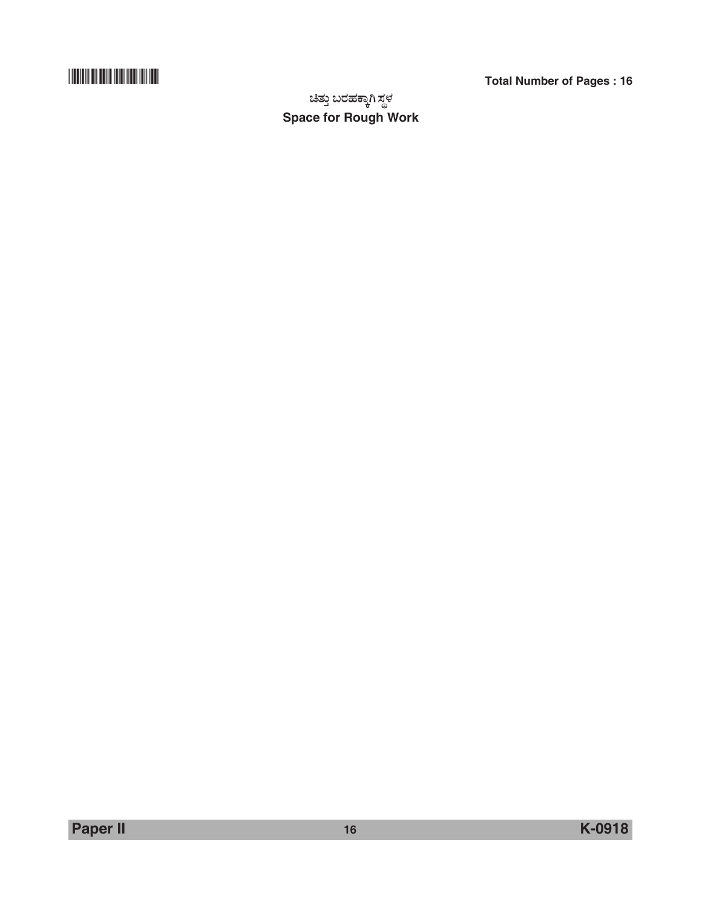ಚಿತ್ತು ಬರಹಕ್ಕಾಗಿ ಸ್ಥಳ

**Space for Rough Work**